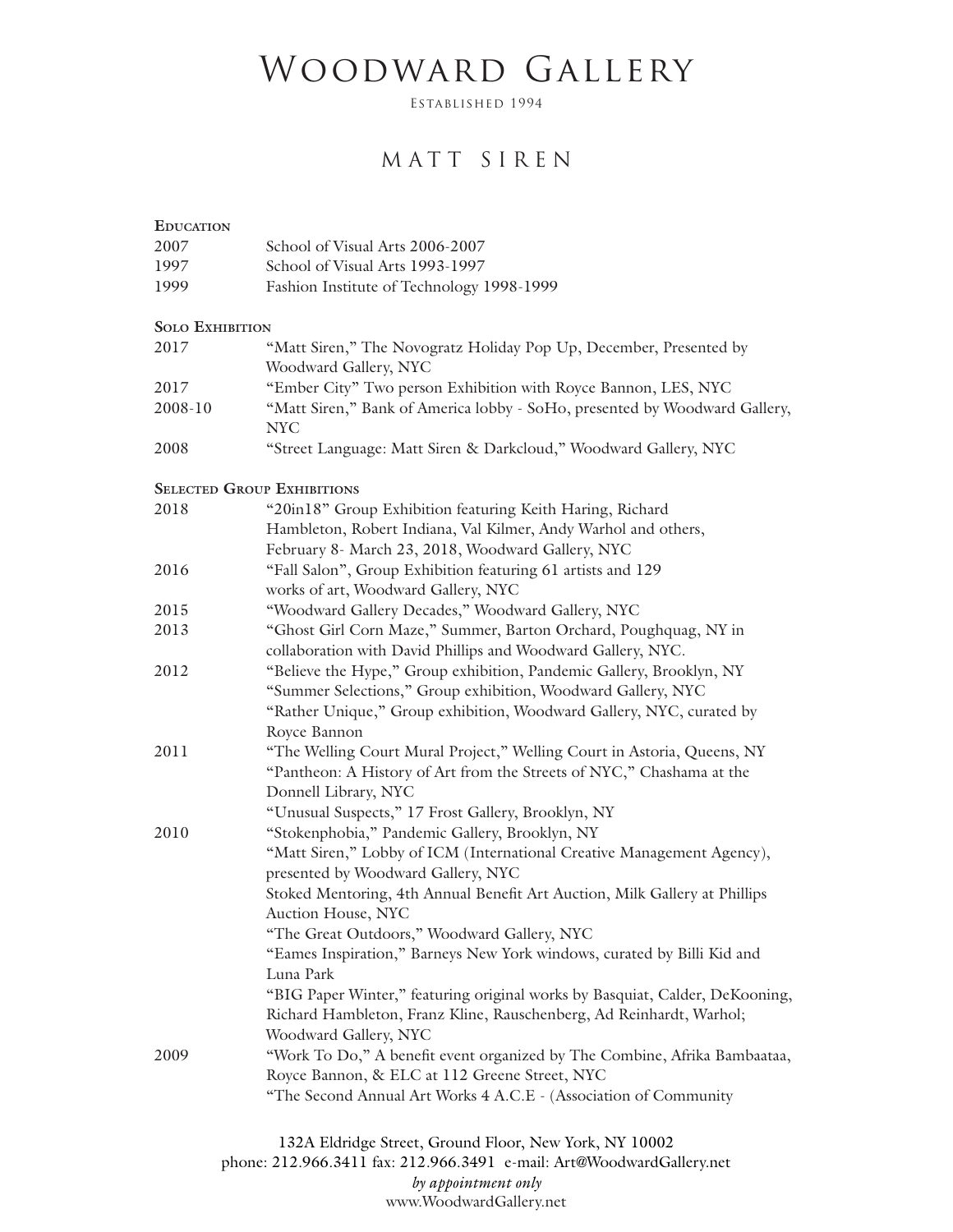# Woodward Gallery

Established 1994

## MATT SIREN

### Education

| | |
|---|---|
| 2007 | School of Visual Arts 2006-2007 |
| 1997 | School of Visual Arts 1993-1997 |
| 1999 | Fashion Institute of Technology 1998-1999 |

### Solo Exhibition

| | |
|---|---|
| 2017 | "Matt Siren," The Novogratz Holiday Pop Up, December, Presented by Woodward Gallery, NYC |
| 2017 | "Ember City" Two person Exhibition with Royce Bannon, LES, NYC |
| 2008-10 | "Matt Siren," Bank of America lobby - SoHo, presented by Woodward Gallery, NYC |
| 2008 | "Street Language: Matt Siren & Darkcloud," Woodward Gallery, NYC |

### Selected Group Exhibitions

| | |
|---|---|
| 2018 | "20in18" Group Exhibition featuring Keith Haring, Richard Hambleton, Robert Indiana, Val Kilmer, Andy Warhol and others, February 8- March 23, 2018, Woodward Gallery, NYC |
| 2016 | "Fall Salon", Group Exhibition featuring 61 artists and 129 works of art, Woodward Gallery, NYC |
| 2015 | "Woodward Gallery Decades," Woodward Gallery, NYC |
| 2013 | "Ghost Girl Corn Maze," Summer, Barton Orchard, Poughquag, NY in collaboration with David Phillips and Woodward Gallery, NYC. |
| 2012 | "Believe the Hype," Group exhibition, Pandemic Gallery, Brooklyn, NY |
| | "Summer Selections," Group exhibition, Woodward Gallery, NYC |
| | "Rather Unique," Group exhibition, Woodward Gallery, NYC, curated by Royce Bannon |
| 2011 | "The Welling Court Mural Project," Welling Court in Astoria, Queens, NY |
| | "Pantheon: A History of Art from the Streets of NYC," Chashama at the Donnell Library, NYC |
| | "Unusual Suspects," 17 Frost Gallery, Brooklyn, NY |
| 2010 | "Stokenphobia," Pandemic Gallery, Brooklyn, NY |
| | "Matt Siren," Lobby of ICM (International Creative Management Agency), presented by Woodward Gallery, NYC |
| | Stoked Mentoring, 4th Annual Benefit Art Auction, Milk Gallery at Phillips Auction House, NYC |
| | "The Great Outdoors," Woodward Gallery, NYC |
| | "Eames Inspiration," Barneys New York windows, curated by Billi Kid and Luna Park |
| | "BIG Paper Winter," featuring original works by Basquiat, Calder, DeKooning, Richard Hambleton, Franz Kline, Rauschenberg, Ad Reinhardt, Warhol; Woodward Gallery, NYC |
| 2009 | "Work To Do," A benefit event organized by The Combine, Afrika Bambaataa, Royce Bannon, & ELC at 112 Greene Street, NYC |
| | "The Second Annual Art Works 4 A.C.E - (Association of Community |

132A Eldridge Street, Ground Floor, New York, NY 10002
phone: 212.966.3411 fax: 212.966.3491 e-mail: Art@WoodwardGallery.net
*by appointment only*
www.WoodwardGallery.net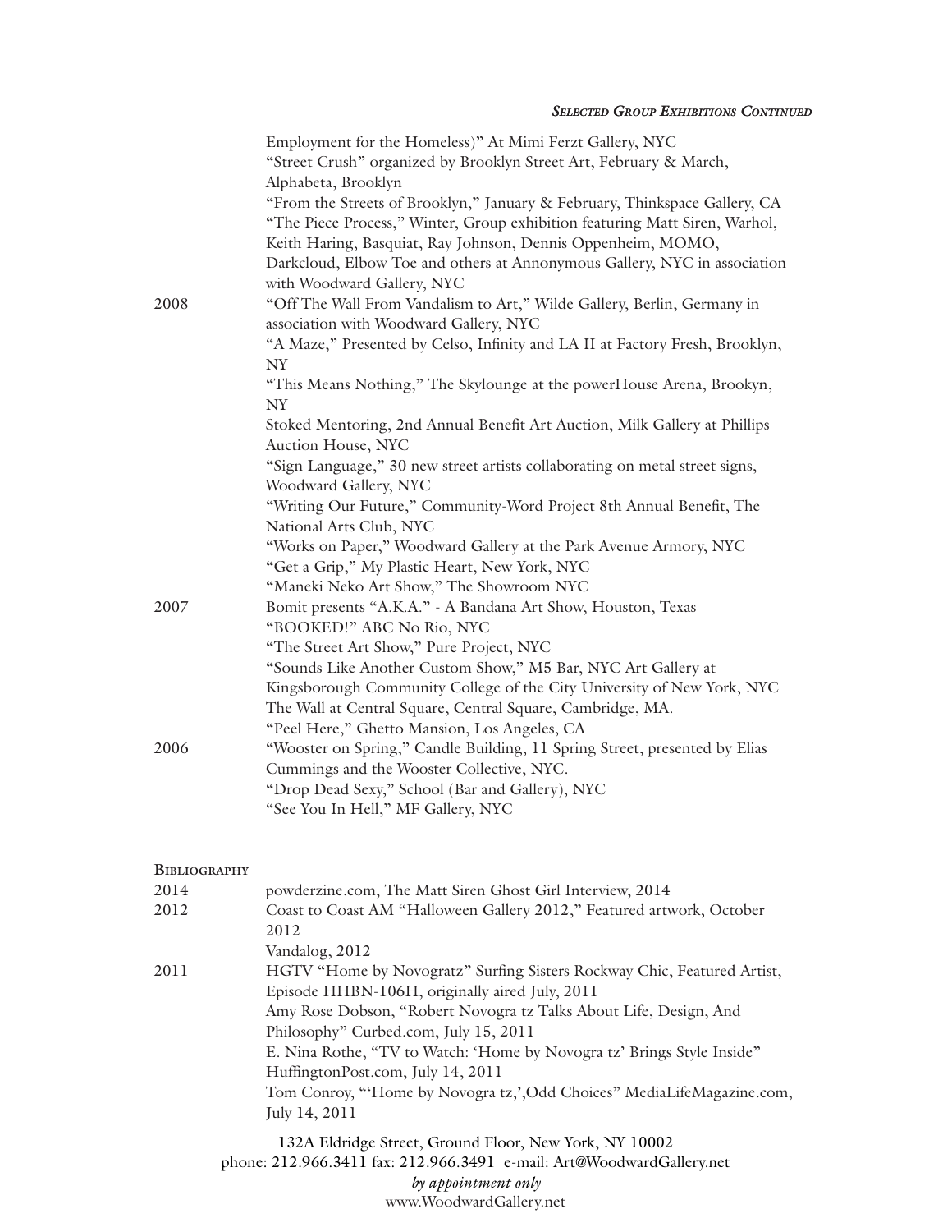*Selected Group Exhibitions Continued*

| | |
|---|---|
| | Employment for the Homeless)" At Mimi Ferzt Gallery, NYC |
| | "Street Crush" organized by Brooklyn Street Art, February & March, Alphabeta, Brooklyn |
| | "From the Streets of Brooklyn," January & February, Thinkspace Gallery, CA |
| | "The Piece Process," Winter, Group exhibition featuring Matt Siren, Warhol, Keith Haring, Basquiat, Ray Johnson, Dennis Oppenheim, MOMO, Darkcloud, Elbow Toe and others at Annonymous Gallery, NYC in association with Woodward Gallery, NYC |
| 2008 | "Off The Wall From Vandalism to Art," Wilde Gallery, Berlin, Germany in association with Woodward Gallery, NYC |
| | "A Maze," Presented by Celso, Infinity and LA II at Factory Fresh, Brooklyn, NY |
| | "This Means Nothing," The Skylounge at the powerHouse Arena, Brookyn, NY |
| | Stoked Mentoring, 2nd Annual Benefit Art Auction, Milk Gallery at Phillips Auction House, NYC |
| | "Sign Language," 30 new street artists collaborating on metal street signs, Woodward Gallery, NYC |
| | "Writing Our Future," Community-Word Project 8th Annual Benefit, The National Arts Club, NYC |
| | "Works on Paper," Woodward Gallery at the Park Avenue Armory, NYC |
| | "Get a Grip," My Plastic Heart, New York, NYC |
| | "Maneki Neko Art Show," The Showroom NYC |
| 2007 | Bomit presents "A.K.A." - A Bandana Art Show, Houston, Texas |
| | "BOOKED!" ABC No Rio, NYC |
| | "The Street Art Show," Pure Project, NYC |
| | "Sounds Like Another Custom Show," M5 Bar, NYC Art Gallery at Kingsborough Community College of the City University of New York, NYC |
| | The Wall at Central Square, Central Square, Cambridge, MA. |
| | "Peel Here," Ghetto Mansion, Los Angeles, CA |
| 2006 | "Wooster on Spring," Candle Building, 11 Spring Street, presented by Elias Cummings and the Wooster Collective, NYC. |
| | "Drop Dead Sexy," School (Bar and Gallery), NYC |
| | "See You In Hell," MF Gallery, NYC |

## Bibliography

| | |
|---|---|
| 2014 | powderzine.com, The Matt Siren Ghost Girl Interview, 2014 |
| 2012 | Coast to Coast AM "Halloween Gallery 2012," Featured artwork, October 2012 |
| | Vandalog, 2012 |
| 2011 | HGTV "Home by Novogratz" Surfing Sisters Rockway Chic, Featured Artist, Episode HHBN-106H, originally aired July, 2011 |
| | Amy Rose Dobson, "Robert Novogra tz Talks About Life, Design, And Philosophy" Curbed.com, July 15, 2011 |
| | E. Nina Rothe, "TV to Watch: 'Home by Novogra tz' Brings Style Inside" HuffingtonPost.com, July 14, 2011 |
| | Tom Conroy, "'Home by Novogra tz,',Odd Choices" MediaLifeMagazine.com, July 14, 2011 |

132A Eldridge Street, Ground Floor, New York, NY 10002
phone: 212.966.3411 fax: 212.966.3491 e-mail: Art@WoodwardGallery.net
*by appointment only*
www.WoodwardGallery.net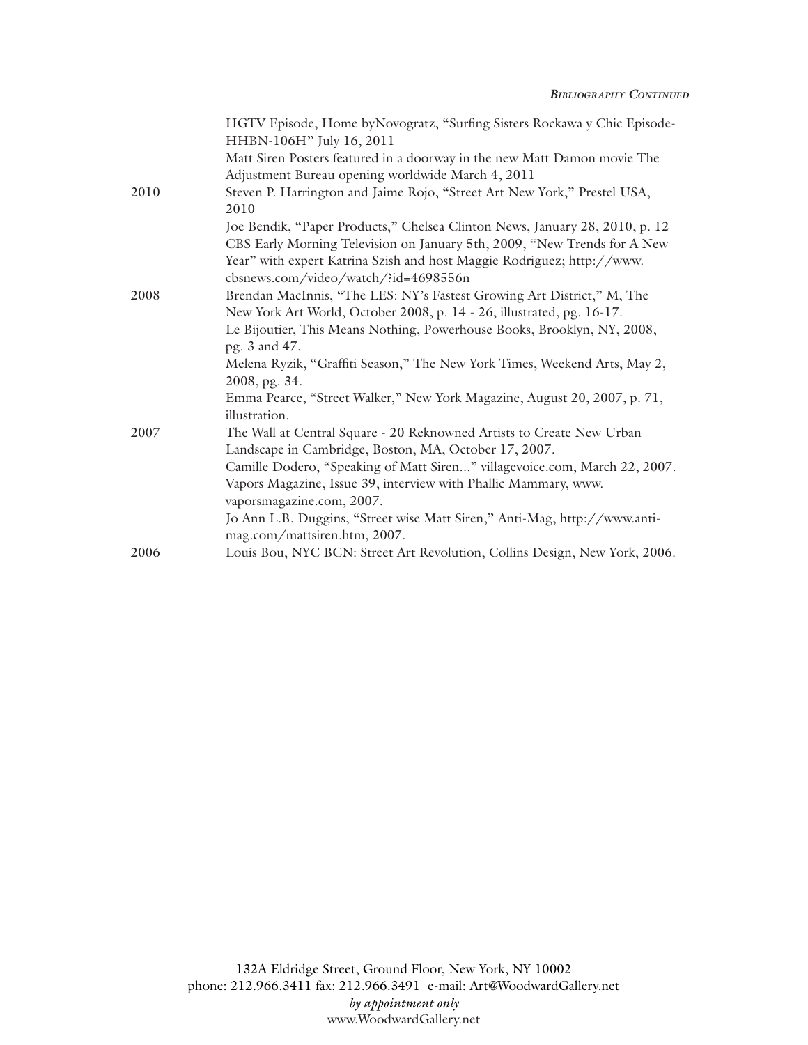HGTV Episode, Home byNovogratz, "Surfing Sisters Rockawa y Chic Episode-HHBN-106H" July 16, 2011

Matt Siren Posters featured in a doorway in the new Matt Damon movie The Adjustment Bureau opening worldwide March 4, 2011

**2010**

Steven P. Harrington and Jaime Rojo, "Street Art New York," Prestel USA, 2010

Joe Bendik, "Paper Products," Chelsea Clinton News, January 28, 2010, p. 12

CBS Early Morning Television on January 5th, 2009, "New Trends for A New Year" with expert Katrina Szish and host Maggie Rodriguez; http://www.cbsnews.com/video/watch/?id=4698556n

**2008**

Brendan MacInnis, "The LES: NY's Fastest Growing Art District," M, The New York Art World, October 2008, p. 14 - 26, illustrated, pg. 16-17.

Le Bijoutier, This Means Nothing, Powerhouse Books, Brooklyn, NY, 2008, pg. 3 and 47.

Melena Ryzik, "Graffiti Season," The New York Times, Weekend Arts, May 2, 2008, pg. 34.

Emma Pearce, "Street Walker," New York Magazine, August 20, 2007, p. 71, illustration.

**2007**

The Wall at Central Square - 20 Reknowned Artists to Create New Urban Landscape in Cambridge, Boston, MA, October 17, 2007.

Camille Dodero, "Speaking of Matt Siren..." villagevoice.com, March 22, 2007.

Vapors Magazine, Issue 39, interview with Phallic Mammary, www.vaporsmagazine.com, 2007.

Jo Ann L.B. Duggins, "Street wise Matt Siren," Anti-Mag, http://www.anti-mag.com/mattsiren.htm, 2007.

**2006**

Louis Bou, NYC BCN: Street Art Revolution, Collins Design, New York, 2006.

132A Eldridge Street, Ground Floor, New York, NY 10002
phone: 212.966.3411 fax: 212.966.3491 e-mail: Art@WoodwardGallery.net
*by appointment only*
www.WoodwardGallery.net